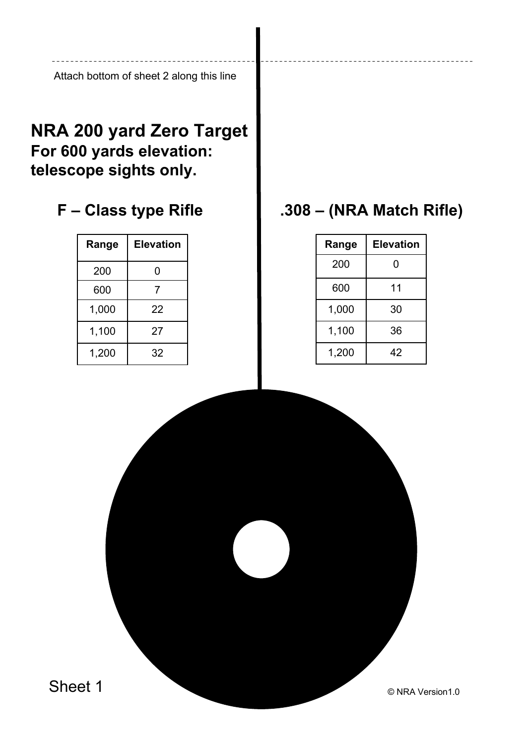Attach bottom of sheet 2 along this line

# NRA 200 yard Zero Target

## For 600 yards elevation: telescope sights only.

### F – Class type Rifle

| Range | Elevation |
|---|---|
| 200 | 0 |
| 600 | 7 |
| 1,000 | 22 |
| 1,100 | 27 |
| 1,200 | 32 |

### .308 – (NRA Match Rifle)

| Range | Elevation |
|---|---|
| 200 | 0 |
| 600 | 11 |
| 1,000 | 30 |
| 1,100 | 36 |
| 1,200 | 42 |

Sheet 1

© NRA Version1.0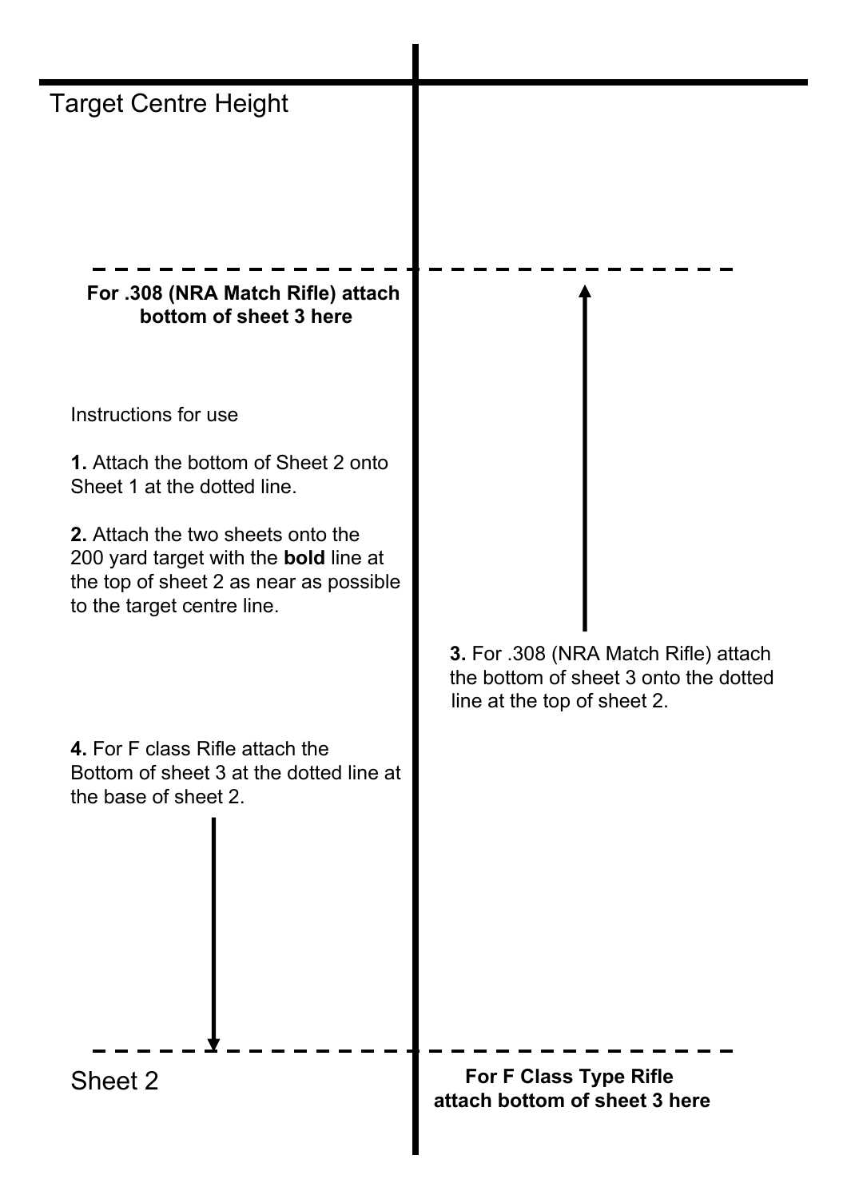Target Centre Height

**For .308 (NRA Match Rifle) attach bottom of sheet 3 here**

Instructions for use

**1.** Attach the bottom of Sheet 2 onto Sheet 1 at the dotted line.

**2.** Attach the two sheets onto the 200 yard target with the **bold** line at the top of sheet 2 as near as possible to the target centre line.

**3.** For .308 (NRA Match Rifle) attach the bottom of sheet 3 onto the dotted line at the top of sheet 2.

**4.** For F class Rifle attach the Bottom of sheet 3 at the dotted line at the base of sheet 2.

Sheet 2

**For F Class Type Rifle attach bottom of sheet 3 here**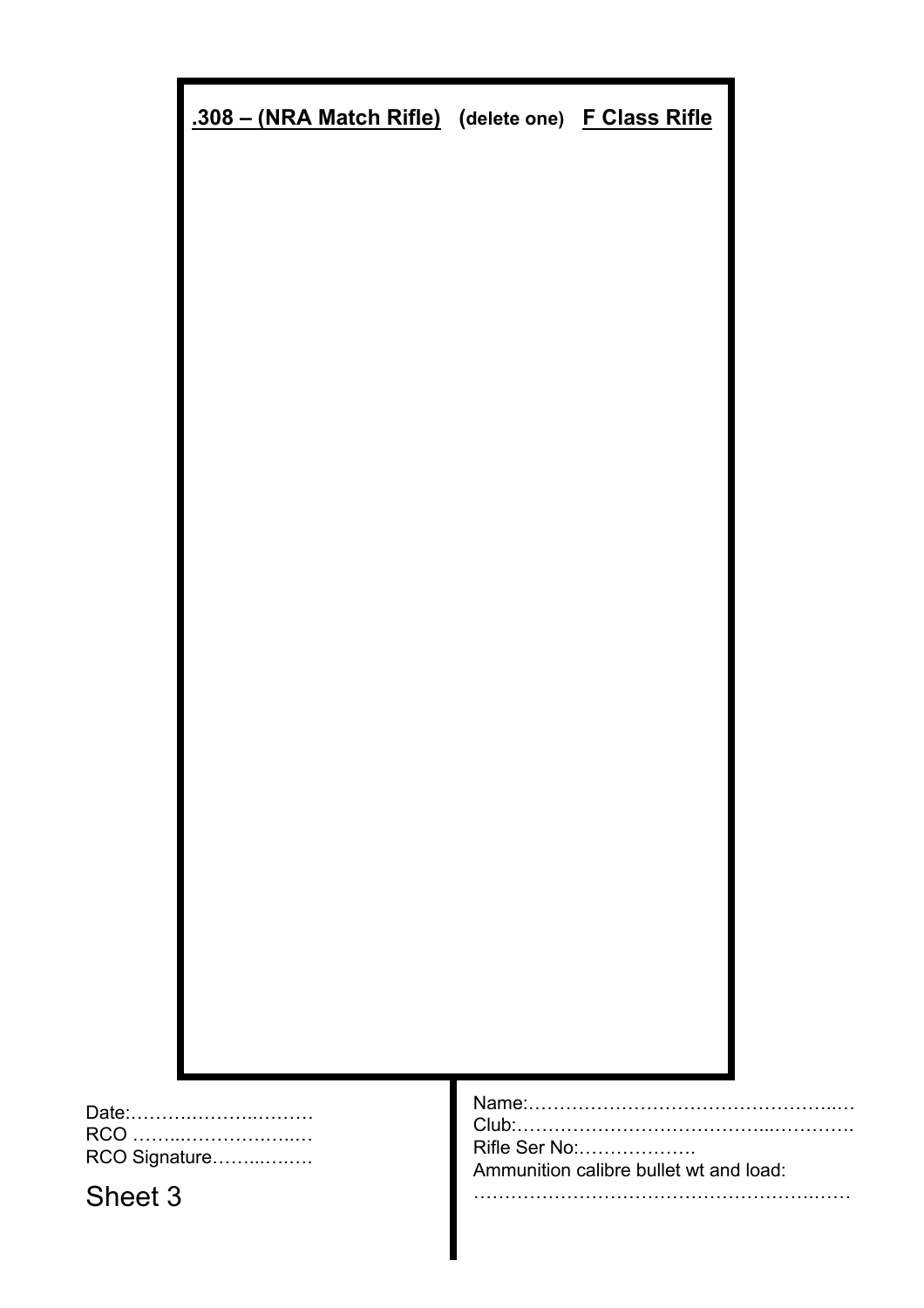**.308 – (NRA Match Rifle)** (delete one) **F Class Rifle**

Date:…………………………
RCO ……………………………
RCO Signature……………

Sheet 3

Name:……………………………………………….
Club:………………………………………………….
Rifle Ser No:……………….
Ammunition calibre bullet wt and load:
……………………………………………………